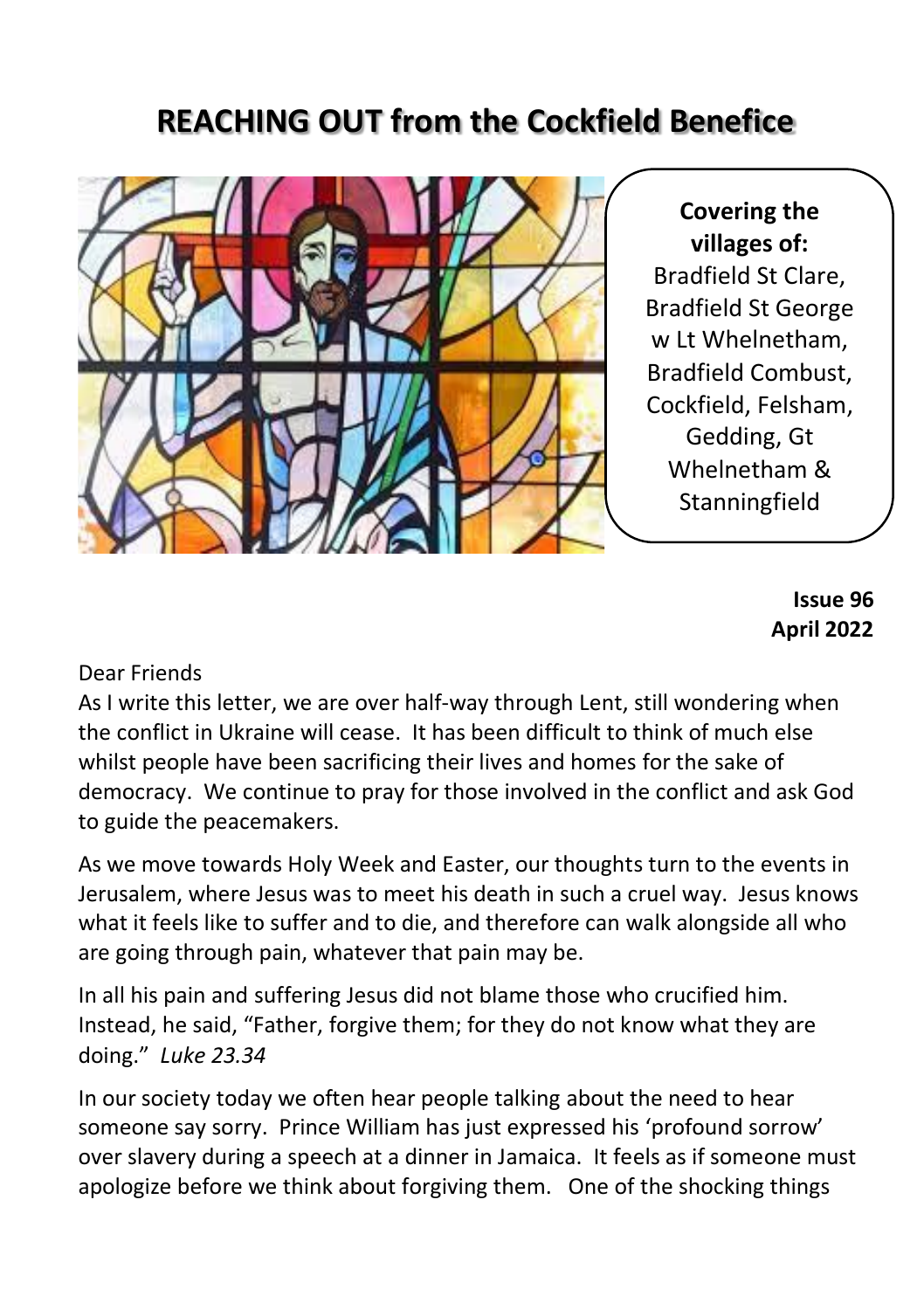# REACHING OUT from the Cockfield Benefice

**Covering the villages of:**
Bradfield St Clare, Bradfield St George w Lt Whelnetham, Bradfield Combust, Cockfield, Felsham, Gedding, Gt Whelnetham & Stanningfield

**Issue 96**
**April 2022**

Dear Friends

As I write this letter, we are over half-way through Lent, still wondering when the conflict in Ukraine will cease. It has been difficult to think of much else whilst people have been sacrificing their lives and homes for the sake of democracy. We continue to pray for those involved in the conflict and ask God to guide the peacemakers.

As we move towards Holy Week and Easter, our thoughts turn to the events in Jerusalem, where Jesus was to meet his death in such a cruel way. Jesus knows what it feels like to suffer and to die, and therefore can walk alongside all who are going through pain, whatever that pain may be.

In all his pain and suffering Jesus did not blame those who crucified him. Instead, he said, "Father, forgive them; for they do not know what they are doing." *Luke 23.34*

In our society today we often hear people talking about the need to hear someone say sorry. Prince William has just expressed his 'profound sorrow' over slavery during a speech at a dinner in Jamaica. It feels as if someone must apologize before we think about forgiving them. One of the shocking things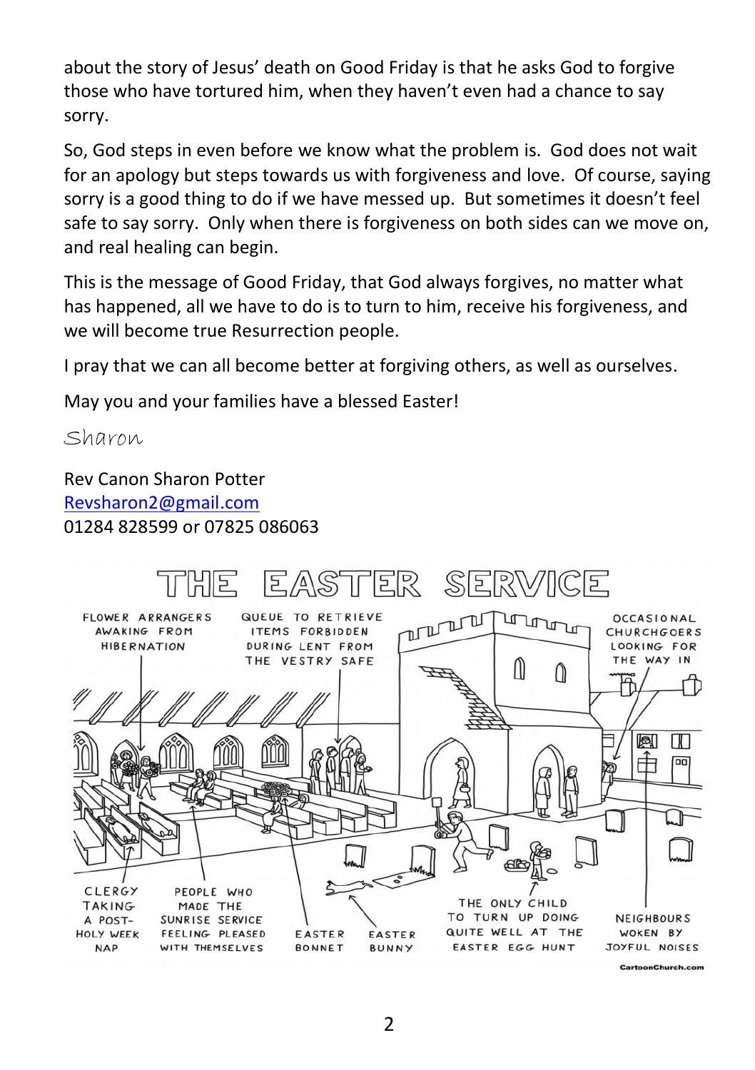about the story of Jesus' death on Good Friday is that he asks God to forgive those who have tortured him, when they haven't even had a chance to say sorry.

So, God steps in even before we know what the problem is. God does not wait for an apology but steps towards us with forgiveness and love. Of course, saying sorry is a good thing to do if we have messed up. But sometimes it doesn't feel safe to say sorry. Only when there is forgiveness on both sides can we move on, and real healing can begin.

This is the message of Good Friday, that God always forgives, no matter what has happened, all we have to do is to turn to him, receive his forgiveness, and we will become true Resurrection people.

I pray that we can all become better at forgiving others, as well as ourselves.

May you and your families have a blessed Easter!

*Sharon*

Rev Canon Sharon Potter
Revsharon2@gmail.com
01284 828599 or 07825 086063

## THE EASTER SERVICE

FLOWER ARRANGERS AWAKING FROM HIBERNATION

QUEUE TO RETRIEVE ITEMS FORBIDDEN DURING LENT FROM THE VESTRY SAFE

OCCASIONAL CHURCHGOERS LOOKING FOR THE WAY IN

CLERGY TAKING A POST-HOLY WEEK NAP

PEOPLE WHO MADE THE SUNRISE SERVICE FEELING PLEASED WITH THEMSELVES

EASTER BONNET

EASTER BUNNY

THE ONLY CHILD TO TURN UP DOING QUITE WELL AT THE EASTER EGG HUNT

NEIGHBOURS WOKEN BY JOYFUL NOISES

CartoonChurch.com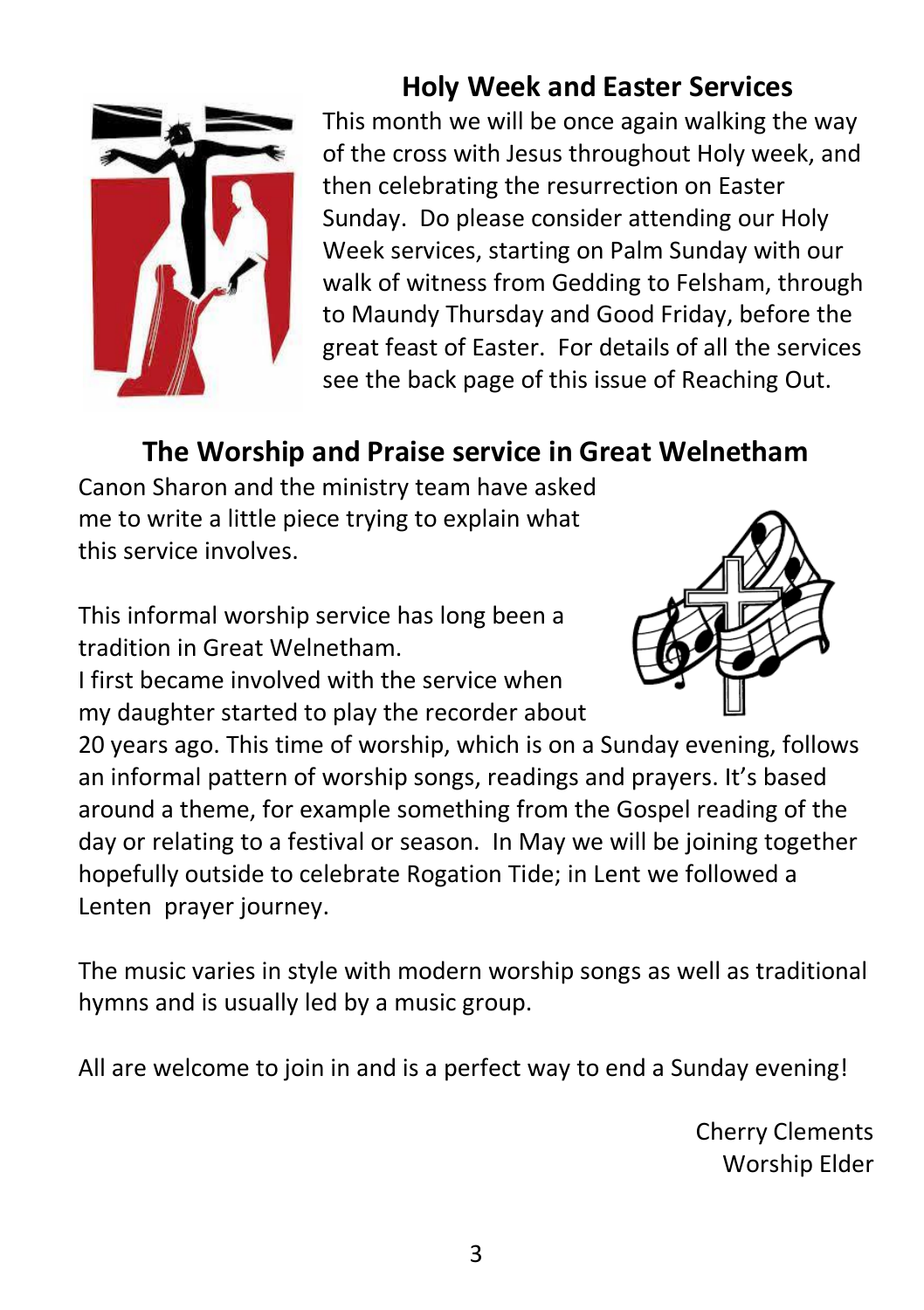## Holy Week and Easter Services

This month we will be once again walking the way of the cross with Jesus throughout Holy week, and then celebrating the resurrection on Easter Sunday. Do please consider attending our Holy Week services, starting on Palm Sunday with our walk of witness from Gedding to Felsham, through to Maundy Thursday and Good Friday, before the great feast of Easter. For details of all the services see the back page of this issue of Reaching Out.

## The Worship and Praise service in Great Welnetham

Canon Sharon and the ministry team have asked me to write a little piece trying to explain what this service involves.

This informal worship service has long been a tradition in Great Welnetham.
I first became involved with the service when my daughter started to play the recorder about 20 years ago. This time of worship, which is on a Sunday evening, follows an informal pattern of worship songs, readings and prayers. It's based around a theme, for example something from the Gospel reading of the day or relating to a festival or season. In May we will be joining together hopefully outside to celebrate Rogation Tide; in Lent we followed a Lenten prayer journey.

The music varies in style with modern worship songs as well as traditional hymns and is usually led by a music group.

All are welcome to join in and is a perfect way to end a Sunday evening!

Cherry Clements
Worship Elder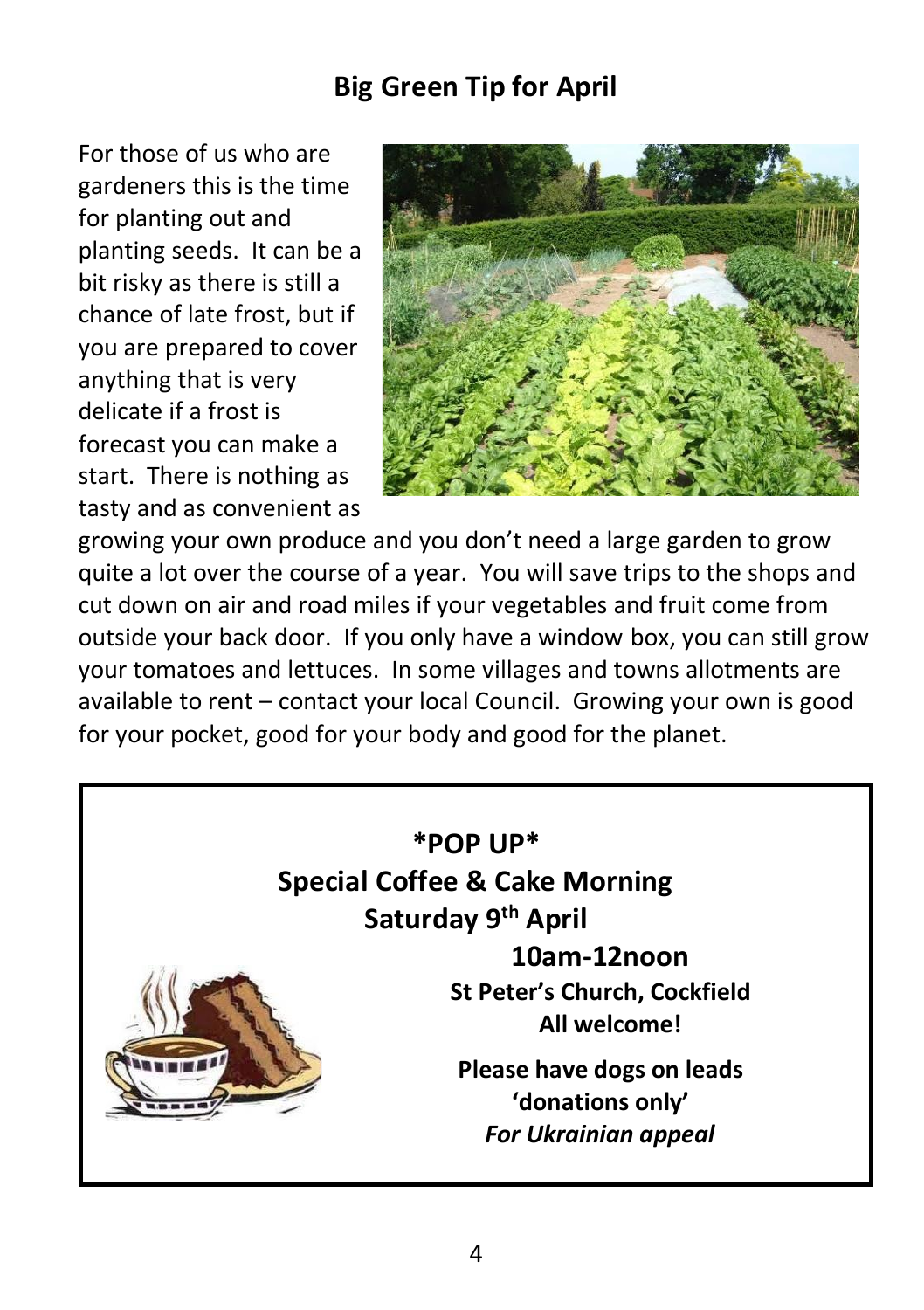## Big Green Tip for April

For those of us who are gardeners this is the time for planting out and planting seeds. It can be a bit risky as there is still a chance of late frost, but if you are prepared to cover anything that is very delicate if a frost is forecast you can make a start. There is nothing as tasty and as convenient as growing your own produce and you don't need a large garden to grow quite a lot over the course of a year. You will save trips to the shops and cut down on air and road miles if your vegetables and fruit come from outside your back door. If you only have a window box, you can still grow your tomatoes and lettuces. In some villages and towns allotments are available to rent – contact your local Council. Growing your own is good for your pocket, good for your body and good for the planet.

**\*POP UP\***

**Special Coffee & Cake Morning**

**Saturday 9th April**

**10am-12noon**

**St Peter's Church, Cockfield**

**All welcome!**

**Please have dogs on leads**

**'donations only'**

***For Ukrainian appeal***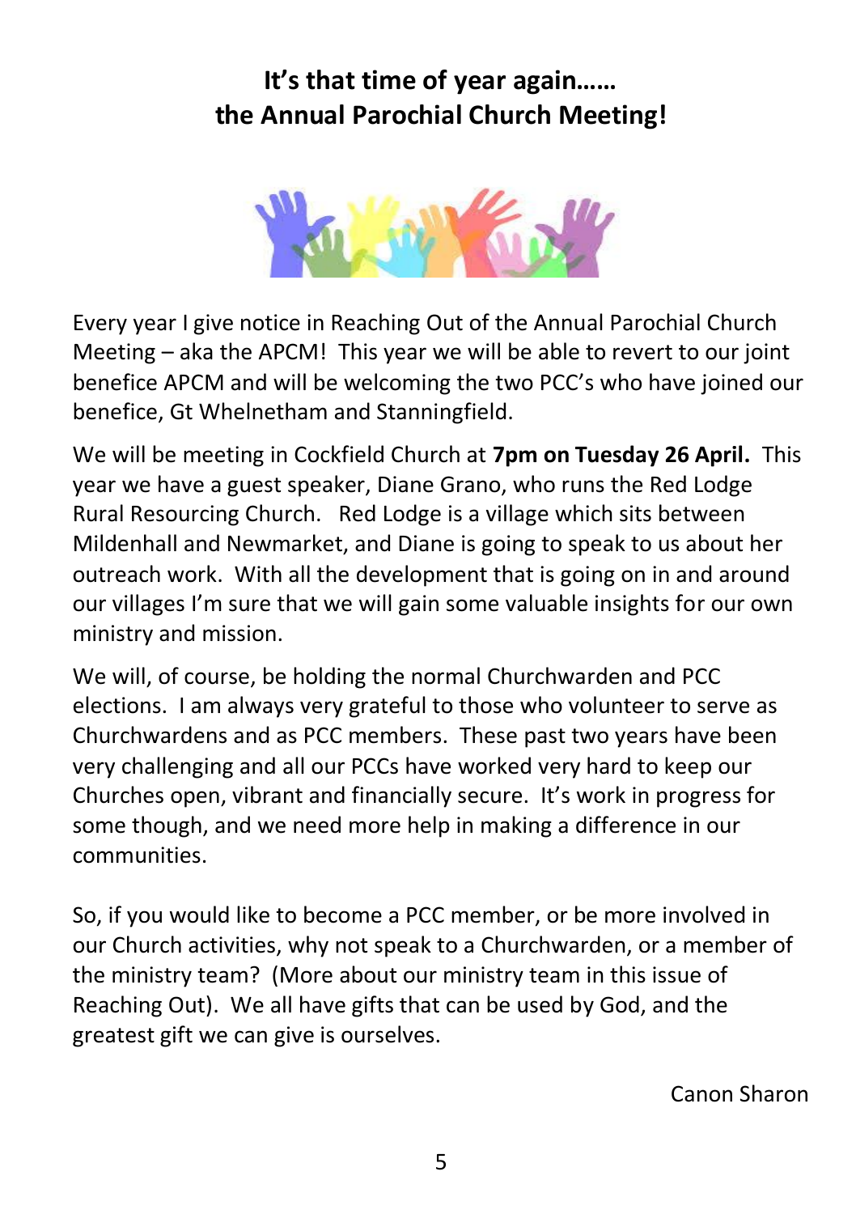# It's that time of year again……
# the Annual Parochial Church Meeting!

Every year I give notice in Reaching Out of the Annual Parochial Church Meeting – aka the APCM! This year we will be able to revert to our joint benefice APCM and will be welcoming the two PCC's who have joined our benefice, Gt Whelnetham and Stanningfield.

We will be meeting in Cockfield Church at **7pm on Tuesday 26 April.** This year we have a guest speaker, Diane Grano, who runs the Red Lodge Rural Resourcing Church. Red Lodge is a village which sits between Mildenhall and Newmarket, and Diane is going to speak to us about her outreach work. With all the development that is going on in and around our villages I'm sure that we will gain some valuable insights for our own ministry and mission.

We will, of course, be holding the normal Churchwarden and PCC elections. I am always very grateful to those who volunteer to serve as Churchwardens and as PCC members. These past two years have been very challenging and all our PCCs have worked very hard to keep our Churches open, vibrant and financially secure. It's work in progress for some though, and we need more help in making a difference in our communities.

So, if you would like to become a PCC member, or be more involved in our Church activities, why not speak to a Churchwarden, or a member of the ministry team? (More about our ministry team in this issue of Reaching Out). We all have gifts that can be used by God, and the greatest gift we can give is ourselves.

Canon Sharon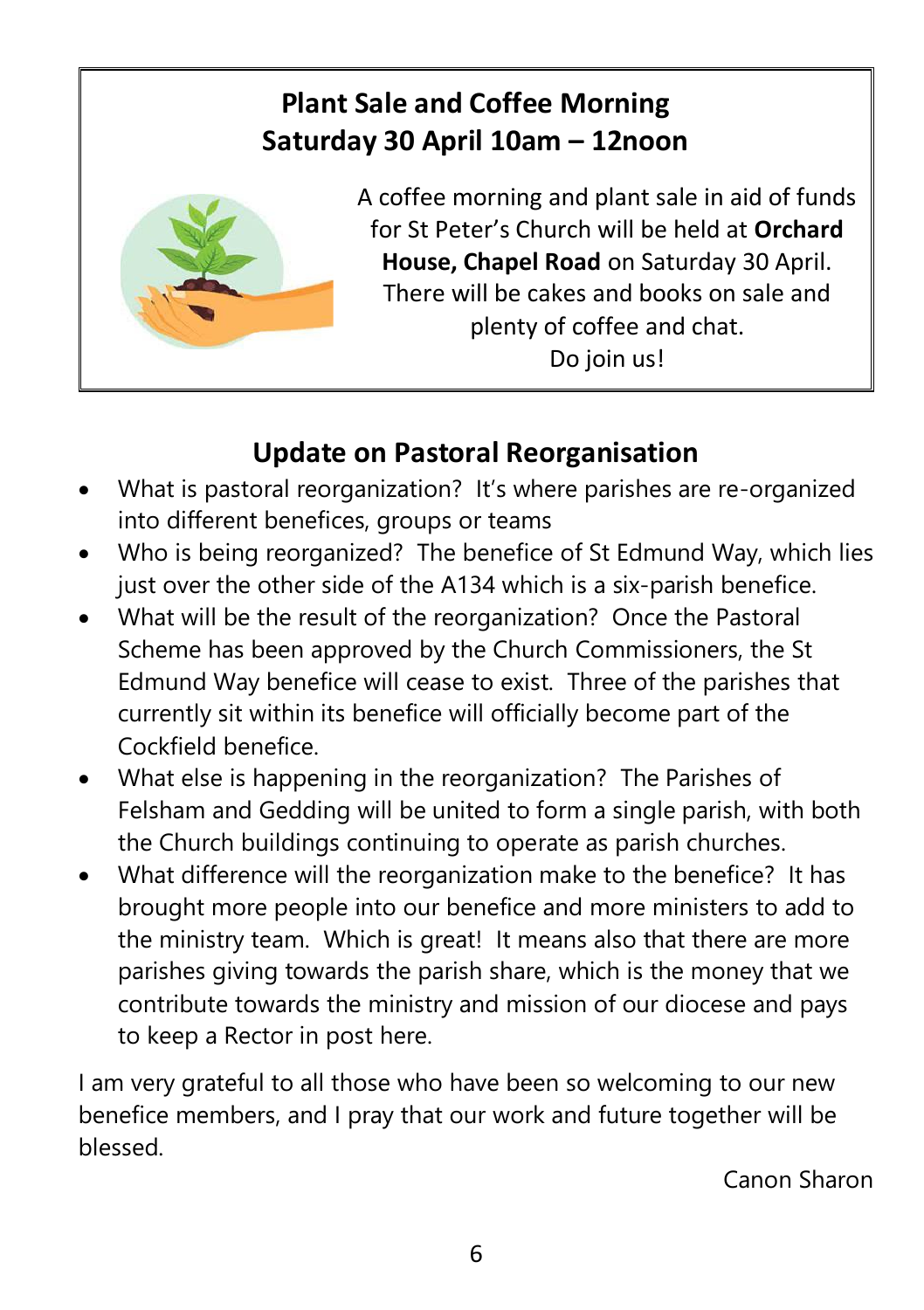## Plant Sale and Coffee Morning
## Saturday 30 April 10am – 12noon

A coffee morning and plant sale in aid of funds for St Peter's Church will be held at **Orchard House, Chapel Road** on Saturday 30 April. There will be cakes and books on sale and plenty of coffee and chat.
Do join us!

## Update on Pastoral Reorganisation

- What is pastoral reorganization? It's where parishes are re-organized into different benefices, groups or teams
- Who is being reorganized? The benefice of St Edmund Way, which lies just over the other side of the A134 which is a six-parish benefice.
- What will be the result of the reorganization? Once the Pastoral Scheme has been approved by the Church Commissioners, the St Edmund Way benefice will cease to exist. Three of the parishes that currently sit within its benefice will officially become part of the Cockfield benefice.
- What else is happening in the reorganization? The Parishes of Felsham and Gedding will be united to form a single parish, with both the Church buildings continuing to operate as parish churches.
- What difference will the reorganization make to the benefice? It has brought more people into our benefice and more ministers to add to the ministry team. Which is great! It means also that there are more parishes giving towards the parish share, which is the money that we contribute towards the ministry and mission of our diocese and pays to keep a Rector in post here.

I am very grateful to all those who have been so welcoming to our new benefice members, and I pray that our work and future together will be blessed.

Canon Sharon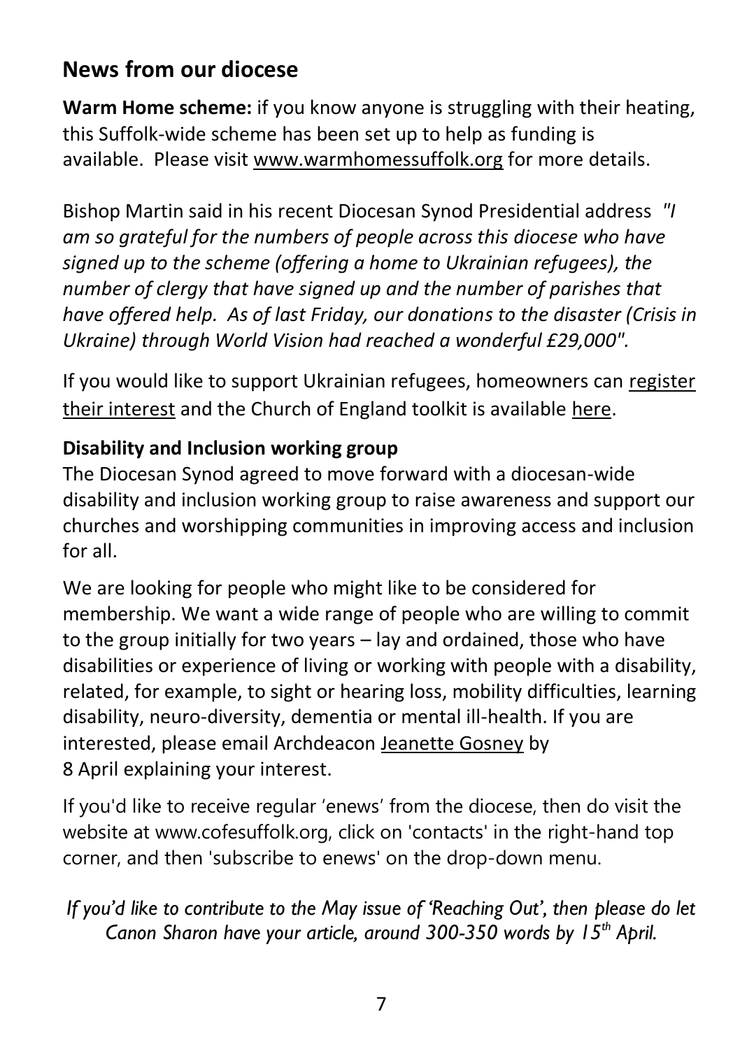## News from our diocese

**Warm Home scheme:** if you know anyone is struggling with their heating, this Suffolk-wide scheme has been set up to help as funding is available. Please visit www.warmhomessuffolk.org for more details.

Bishop Martin said in his recent Diocesan Synod Presidential address *"I am so grateful for the numbers of people across this diocese who have signed up to the scheme (offering a home to Ukrainian refugees), the number of clergy that have signed up and the number of parishes that have offered help. As of last Friday, our donations to the disaster (Crisis in Ukraine) through World Vision had reached a wonderful £29,000".*

If you would like to support Ukrainian refugees, homeowners can register their interest and the Church of England toolkit is available here.

**Disability and Inclusion working group**

The Diocesan Synod agreed to move forward with a diocesan-wide disability and inclusion working group to raise awareness and support our churches and worshipping communities in improving access and inclusion for all.

We are looking for people who might like to be considered for membership. We want a wide range of people who are willing to commit to the group initially for two years – lay and ordained, those who have disabilities or experience of living or working with people with a disability, related, for example, to sight or hearing loss, mobility difficulties, learning disability, neuro-diversity, dementia or mental ill-health. If you are interested, please email Archdeacon Jeanette Gosney by 8 April explaining your interest.

If you'd like to receive regular 'enews' from the diocese, then do visit the website at www.cofesuffolk.org, click on 'contacts' in the right-hand top corner, and then 'subscribe to enews' on the drop-down menu.

*If you'd like to contribute to the May issue of 'Reaching Out', then please do let Canon Sharon have your article, around 300-350 words by 15th April.*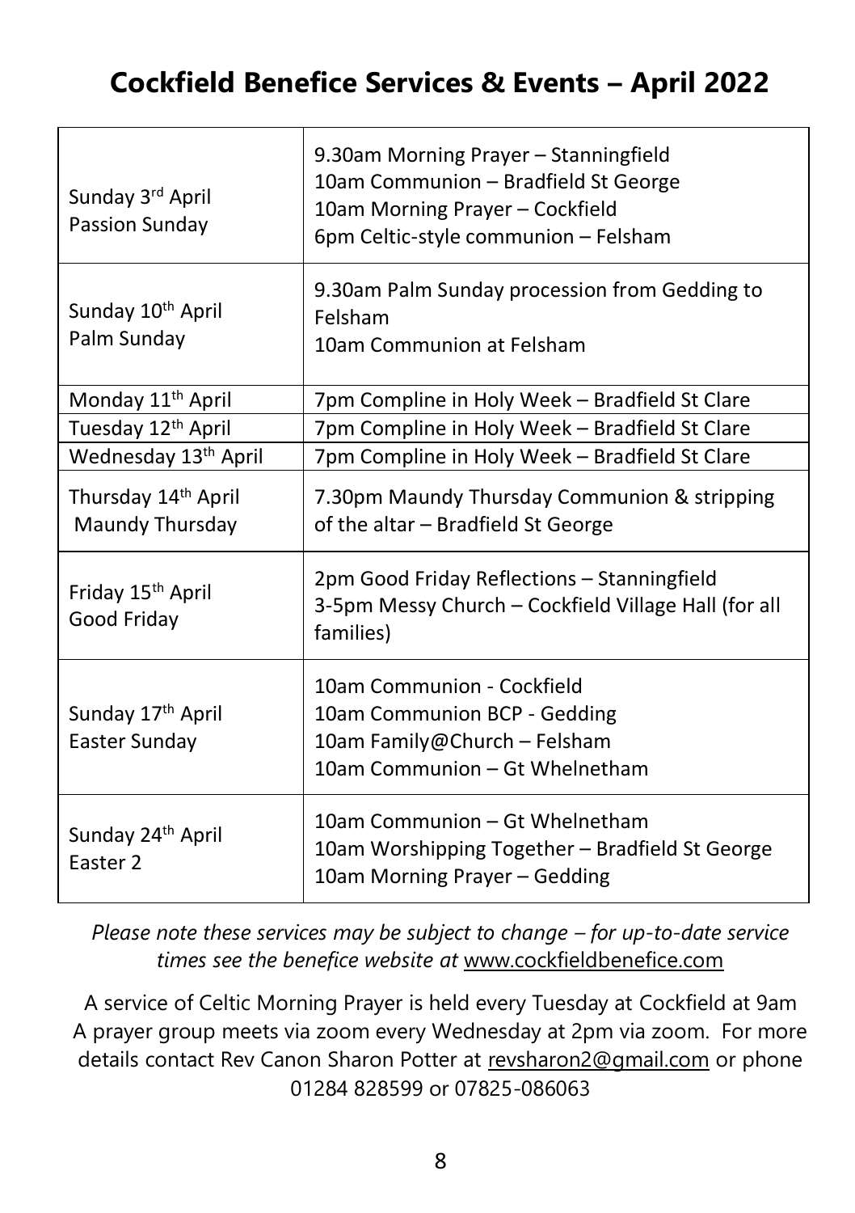# Cockfield Benefice Services & Events – April 2022

| | |
|---|---|
| Sunday 3rd April<br>Passion Sunday | 9.30am Morning Prayer – Stanningfield<br>10am Communion – Bradfield St George<br>10am Morning Prayer – Cockfield<br>6pm Celtic-style communion – Felsham |
| Sunday 10th April<br>Palm Sunday | 9.30am Palm Sunday procession from Gedding to Felsham<br>10am Communion at Felsham |
| Monday 11th April | 7pm Compline in Holy Week – Bradfield St Clare |
| Tuesday 12th April | 7pm Compline in Holy Week – Bradfield St Clare |
| Wednesday 13th April | 7pm Compline in Holy Week – Bradfield St Clare |
| Thursday 14th April<br>Maundy Thursday | 7.30pm Maundy Thursday Communion & stripping of the altar – Bradfield St George |
| Friday 15th April<br>Good Friday | 2pm Good Friday Reflections – Stanningfield<br>3-5pm Messy Church – Cockfield Village Hall (for all families) |
| Sunday 17th April<br>Easter Sunday | 10am Communion - Cockfield<br>10am Communion BCP - Gedding<br>10am Family@Church – Felsham<br>10am Communion – Gt Whelnetham |
| Sunday 24th April<br>Easter 2 | 10am Communion – Gt Whelnetham<br>10am Worshipping Together – Bradfield St George<br>10am Morning Prayer – Gedding |

*Please note these services may be subject to change – for up-to-date service times see the benefice website at* www.cockfieldbenefice.com

A service of Celtic Morning Prayer is held every Tuesday at Cockfield at 9am
A prayer group meets via zoom every Wednesday at 2pm via zoom. For more details contact Rev Canon Sharon Potter at revsharon2@gmail.com or phone 01284 828599 or 07825-086063